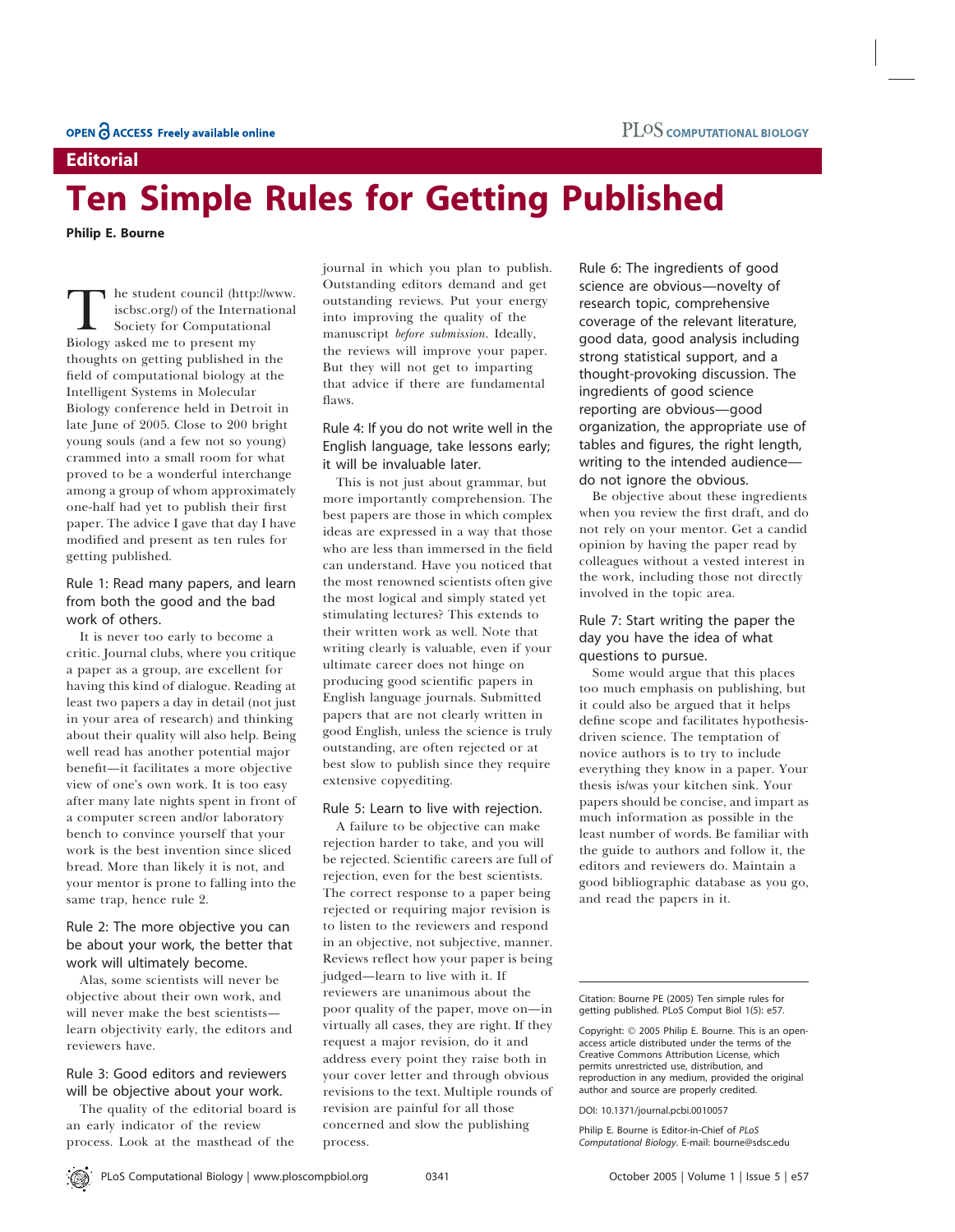**Editorial**

# Ten Simple Rules for Getting Published

**Philip E. Bourne**

The student council (http://www.iscbsc.org/) of the International Society for Computational Biology asked me to present my thoughts on getting published in the field of computational biology at the Intelligent Systems in Molecular Biology conference held in Detroit in late June of 2005. Close to 200 bright young souls (and a few not so young) crammed into a small room for what proved to be a wonderful interchange among a group of whom approximately one-half had yet to publish their first paper. The advice I gave that day I have modified and present as ten rules for getting published.

### Rule 1: Read many papers, and learn from both the good and the bad work of others.

It is never too early to become a critic. Journal clubs, where you critique a paper as a group, are excellent for having this kind of dialogue. Reading at least two papers a day in detail (not just in your area of research) and thinking about their quality will also help. Being well read has another potential major benefit—it facilitates a more objective view of one's own work. It is too easy after many late nights spent in front of a computer screen and/or laboratory bench to convince yourself that your work is the best invention since sliced bread. More than likely it is not, and your mentor is prone to falling into the same trap, hence rule 2.

### Rule 2: The more objective you can be about your work, the better that work will ultimately become.

Alas, some scientists will never be objective about their own work, and will never make the best scientists—learn objectivity early, the editors and reviewers have.

### Rule 3: Good editors and reviewers will be objective about your work.

The quality of the editorial board is an early indicator of the review process. Look at the masthead of the journal in which you plan to publish. Outstanding editors demand and get outstanding reviews. Put your energy into improving the quality of the manuscript *before submission*. Ideally, the reviews will improve your paper. But they will not get to imparting that advice if there are fundamental flaws.

### Rule 4: If you do not write well in the English language, take lessons early; it will be invaluable later.

This is not just about grammar, but more importantly comprehension. The best papers are those in which complex ideas are expressed in a way that those who are less than immersed in the field can understand. Have you noticed that the most renowned scientists often give the most logical and simply stated yet stimulating lectures? This extends to their written work as well. Note that writing clearly is valuable, even if your ultimate career does not hinge on producing good scientific papers in English language journals. Submitted papers that are not clearly written in good English, unless the science is truly outstanding, are often rejected or at best slow to publish since they require extensive copyediting.

### Rule 5: Learn to live with rejection.

A failure to be objective can make rejection harder to take, and you will be rejected. Scientific careers are full of rejection, even for the best scientists. The correct response to a paper being rejected or requiring major revision is to listen to the reviewers and respond in an objective, not subjective, manner. Reviews reflect how your paper is being judged—learn to live with it. If reviewers are unanimous about the poor quality of the paper, move on—in virtually all cases, they are right. If they request a major revision, do it and address every point they raise both in your cover letter and through obvious revisions to the text. Multiple rounds of revision are painful for all those concerned and slow the publishing process.

### Rule 6: The ingredients of good science are obvious—novelty of research topic, comprehensive coverage of the relevant literature, good data, good analysis including strong statistical support, and a thought-provoking discussion. The ingredients of good science reporting are obvious—good organization, the appropriate use of tables and figures, the right length, writing to the intended audience—do not ignore the obvious.

Be objective about these ingredients when you review the first draft, and do not rely on your mentor. Get a candid opinion by having the paper read by colleagues without a vested interest in the work, including those not directly involved in the topic area.

### Rule 7: Start writing the paper the day you have the idea of what questions to pursue.

Some would argue that this places too much emphasis on publishing, but it could also be argued that it helps define scope and facilitates hypothesis-driven science. The temptation of novice authors is to try to include everything they know in a paper. Your thesis is/was your kitchen sink. Your papers should be concise, and impart as much information as possible in the least number of words. Be familiar with the guide to authors and follow it, the editors and reviewers do. Maintain a good bibliographic database as you go, and read the papers in it.

---

Citation: Bourne PE (2005) Ten simple rules for getting published. PLoS Comput Biol 1(5): e57.

Copyright: © 2005 Philip E. Bourne. This is an open-access article distributed under the terms of the Creative Commons Attribution License, which permits unrestricted use, distribution, and reproduction in any medium, provided the original author and source are properly credited.

DOI: 10.1371/journal.pcbi.0010057

Philip E. Bourne is Editor-in-Chief of *PLoS Computational Biology*. E-mail: bourne@sdsc.edu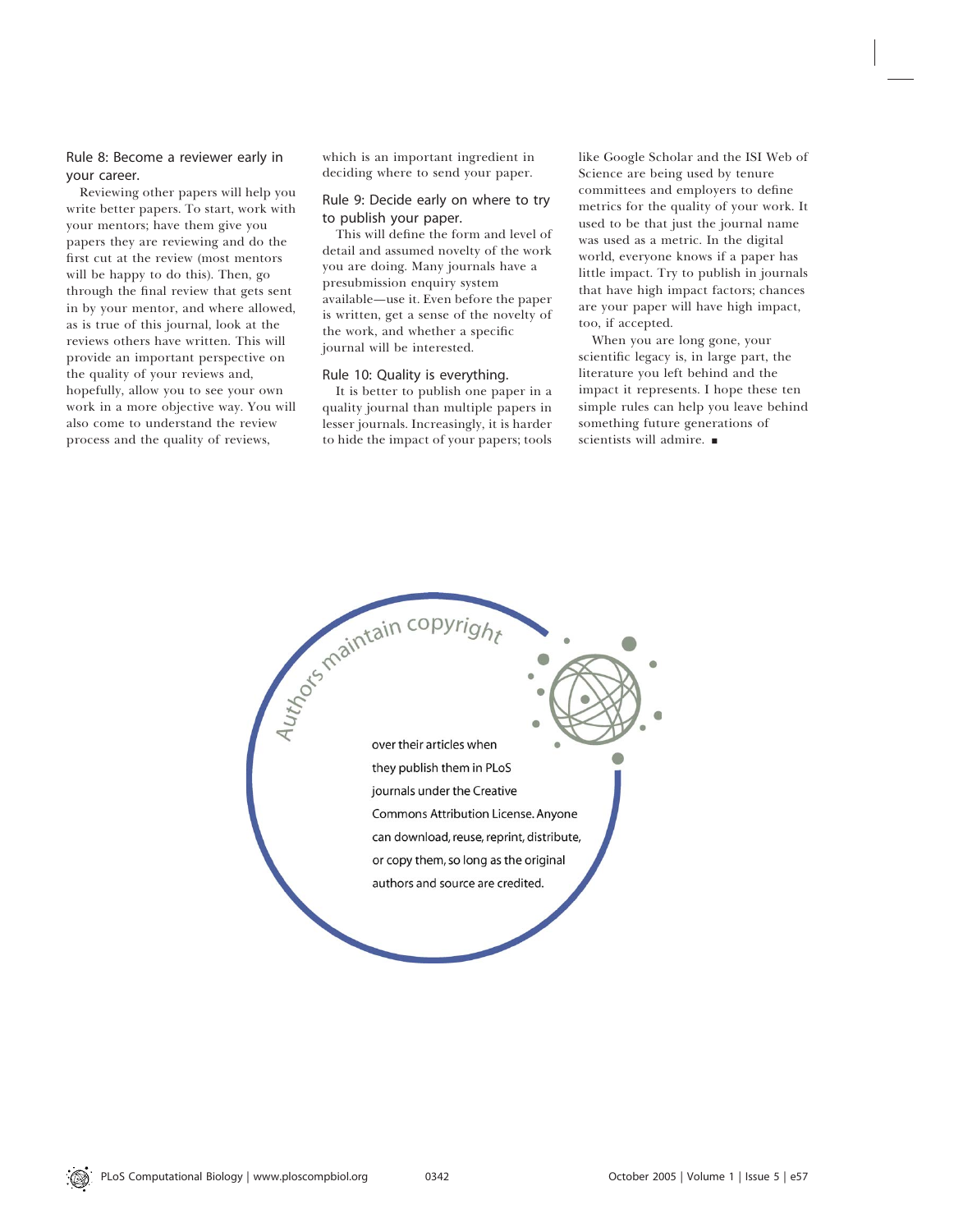### Rule 8: Become a reviewer early in your career.

Reviewing other papers will help you write better papers. To start, work with your mentors; have them give you papers they are reviewing and do the first cut at the review (most mentors will be happy to do this). Then, go through the final review that gets sent in by your mentor, and where allowed, as is true of this journal, look at the reviews others have written. This will provide an important perspective on the quality of your reviews and, hopefully, allow you to see your own work in a more objective way. You will also come to understand the review process and the quality of reviews, which is an important ingredient in deciding where to send your paper.

### Rule 9: Decide early on where to try to publish your paper.

This will define the form and level of detail and assumed novelty of the work you are doing. Many journals have a presubmission enquiry system available—use it. Even before the paper is written, get a sense of the novelty of the work, and whether a specific journal will be interested.

### Rule 10: Quality is everything.

It is better to publish one paper in a quality journal than multiple papers in lesser journals. Increasingly, it is harder to hide the impact of your papers; tools like Google Scholar and the ISI Web of Science are being used by tenure committees and employers to define metrics for the quality of your work. It used to be that just the journal name was used as a metric. In the digital world, everyone knows if a paper has little impact. Try to publish in journals that have high impact factors; chances are your paper will have high impact, too, if accepted.

When you are long gone, your scientific legacy is, in large part, the literature you left behind and the impact it represents. I hope these ten simple rules can help you leave behind something future generations of scientists will admire. ■

Authors maintain copyright over their articles when they publish them in PLoS journals under the Creative Commons Attribution License. Anyone can download, reuse, reprint, distribute, or copy them, so long as the original authors and source are credited.